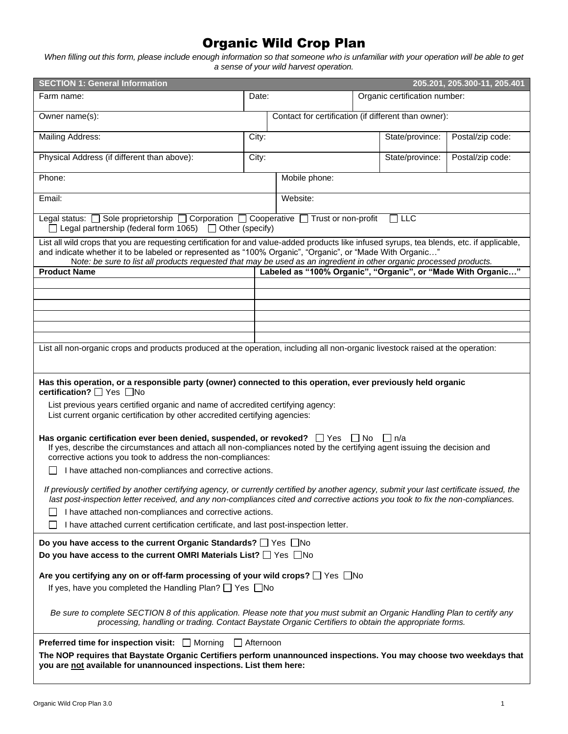# Organic Wild Crop Plan

*When filling out this form, please include enough information so that someone who is unfamiliar with your operation will be able to get a sense of your wild harvest operation.*

## SECTION 1: General Information — 205.201, 205.300-11, 205.401

| Farm name: | Date: | Organic certification number: |
|---|---|---|

| Owner name(s): | Contact for certification (if different than owner): |
|---|---|

| Mailing Address: | City: | State/province: | Postal/zip code: |
|---|---|---|---|
| Physical Address (if different than above): | City: | State/province: | Postal/zip code: |

| Phone: | Mobile phone: |
|---|---|
| Email: | Website: |

Legal status: ☐ Sole proprietorship ☐ Corporation ☐ Cooperative ☐ Trust or non-profit ☐ LLC
☐ Legal partnership (federal form 1065) ☐ Other (specify)

List all wild crops that you are requesting certification for and value-added products like infused syrups, tea blends, etc. if applicable, and indicate whether it to be labeled or represented as "100% Organic", "Organic", or "Made With Organic…"
Note: be sure to list all products requested that may be used as an ingredient in other organic processed products.

| Product Name | Labeled as "100% Organic", "Organic", or "Made With Organic…" |
|---|---|
| | |
| | |
| | |
| | |
| | |
| | |

List all non-organic crops and products produced at the operation, including all non-organic livestock raised at the operation:

**Has this operation, or a responsible party (owner) connected to this operation, ever previously held organic certification?** ☐ Yes ☐No

List previous years certified organic and name of accredited certifying agency:
List current organic certification by other accredited certifying agencies:

**Has organic certification ever been denied, suspended, or revoked?** ☐ Yes ☐ No ☐ n/a
If yes, describe the circumstances and attach all non-compliances noted by the certifying agent issuing the decision and corrective actions you took to address the non-compliances:

☐ I have attached non-compliances and corrective actions.

*If previously certified by another certifying agency, or currently certified by another agency, submit your last certificate issued, the last post-inspection letter received, and any non-compliances cited and corrective actions you took to fix the non-compliances.*

☐ I have attached non-compliances and corrective actions.
☐ I have attached current certification certificate, and last post-inspection letter.

**Do you have access to the current Organic Standards?** ☐ Yes ☐No
**Do you have access to the current OMRI Materials List?** ☐ Yes ☐No

**Are you certifying any on or off-farm processing of your wild crops?** ☐ Yes ☐No
If yes, have you completed the Handling Plan? ☐ Yes ☐No

*Be sure to complete SECTION 8 of this application. Please note that you must submit an Organic Handling Plan to certify any processing, handling or trading. Contact Baystate Organic Certifiers to obtain the appropriate forms.*

**Preferred time for inspection visit:** ☐ Morning ☐ Afternoon

**The NOP requires that Baystate Organic Certifiers perform unannounced inspections. You may choose two weekdays that you are <u>not</u> available for unannounced inspections. List them here:**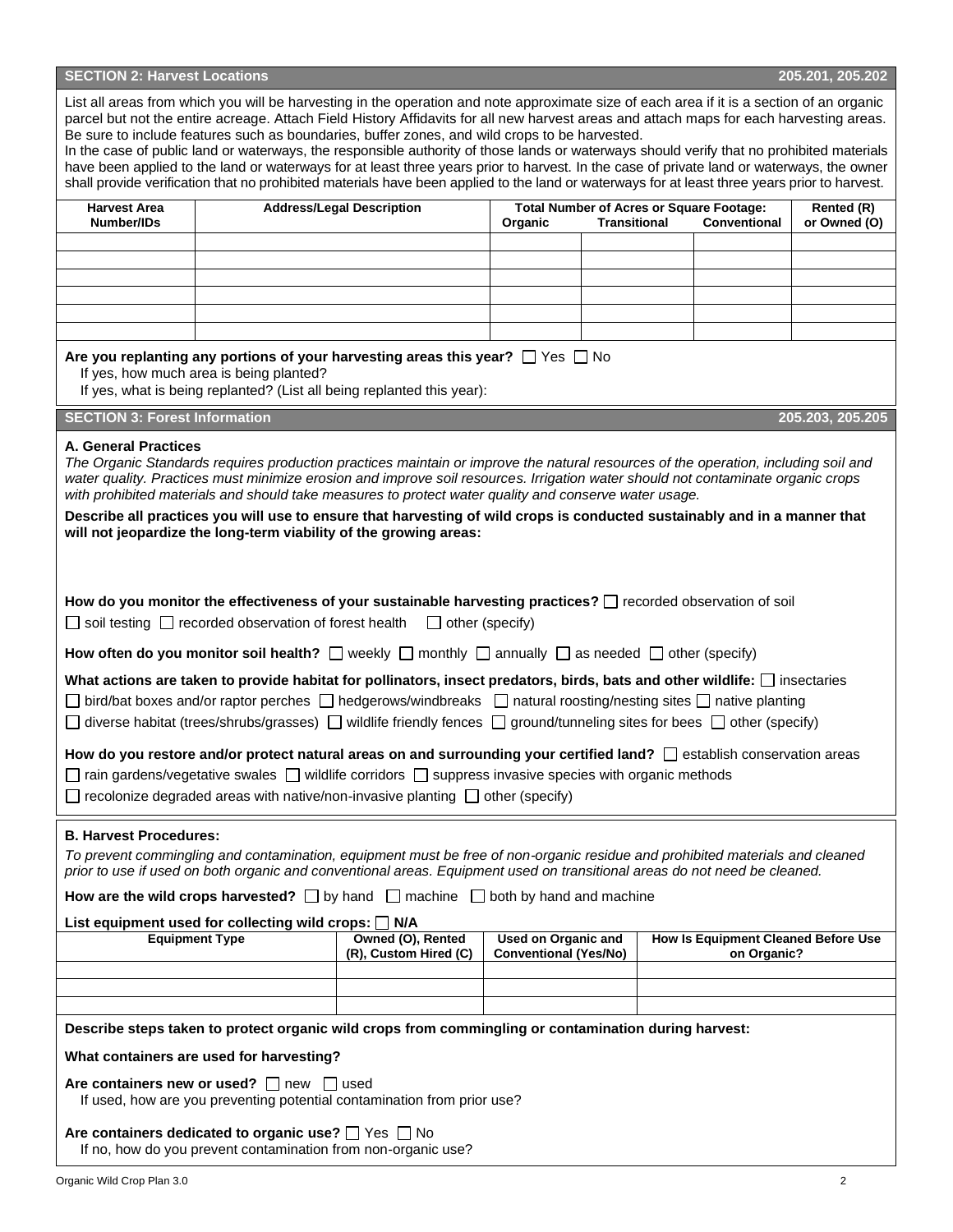## SECTION 2: Harvest Locations — 205.201, 205.202

List all areas from which you will be harvesting in the operation and note approximate size of each area if it is a section of an organic parcel but not the entire acreage. Attach Field History Affidavits for all new harvest areas and attach maps for each harvesting areas. Be sure to include features such as boundaries, buffer zones, and wild crops to be harvested.
In the case of public land or waterways, the responsible authority of those lands or waterways should verify that no prohibited materials have been applied to the land or waterways for at least three years prior to harvest. In the case of private land or waterways, the owner shall provide verification that no prohibited materials have been applied to the land or waterways for at least three years prior to harvest.

| Harvest Area Number/IDs | Address/Legal Description | Total Number of Acres or Square Footage: Organic | Transitional | Conventional | Rented (R) or Owned (O) |
|---|---|---|---|---|---|
| | | | | | |
| | | | | | |
| | | | | | |
| | | | | | |
| | | | | | |
| | | | | | |

**Are you replanting any portions of your harvesting areas this year?** ☐ Yes ☐ No
If yes, how much area is being planted?
If yes, what is being replanted? (List all being replanted this year):

## SECTION 3: Forest Information — 205.203, 205.205

### A. General Practices

*The Organic Standards requires production practices maintain or improve the natural resources of the operation, including soil and water quality. Practices must minimize erosion and improve soil resources. Irrigation water should not contaminate organic crops with prohibited materials and should take measures to protect water quality and conserve water usage.*

**Describe all practices you will use to ensure that harvesting of wild crops is conducted sustainably and in a manner that will not jeopardize the long-term viability of the growing areas:**

**How do you monitor the effectiveness of your sustainable harvesting practices?** ☐ recorded observation of soil ☐ soil testing ☐ recorded observation of forest health ☐ other (specify)

**How often do you monitor soil health?** ☐ weekly ☐ monthly ☐ annually ☐ as needed ☐ other (specify)

**What actions are taken to provide habitat for pollinators, insect predators, birds, bats and other wildlife:** ☐ insectaries ☐ bird/bat boxes and/or raptor perches ☐ hedgerows/windbreaks ☐ natural roosting/nesting sites ☐ native planting ☐ diverse habitat (trees/shrubs/grasses) ☐ wildlife friendly fences ☐ ground/tunneling sites for bees ☐ other (specify)

**How do you restore and/or protect natural areas on and surrounding your certified land?** ☐ establish conservation areas ☐ rain gardens/vegetative swales ☐ wildlife corridors ☐ suppress invasive species with organic methods ☐ recolonize degraded areas with native/non-invasive planting ☐ other (specify)

### B. Harvest Procedures:

*To prevent commingling and contamination, equipment must be free of non-organic residue and prohibited materials and cleaned prior to use if used on both organic and conventional areas. Equipment used on transitional areas do not need be cleaned.*

**How are the wild crops harvested?** ☐ by hand ☐ machine ☐ both by hand and machine

**List equipment used for collecting wild crops:** ☐ **N/A**

| Equipment Type | Owned (O), Rented (R), Custom Hired (C) | Used on Organic and Conventional (Yes/No) | How Is Equipment Cleaned Before Use on Organic? |
|---|---|---|---|
| | | | |
| | | | |
| | | | |

**Describe steps taken to protect organic wild crops from commingling or contamination during harvest:**

**What containers are used for harvesting?**

**Are containers new or used?** ☐ new ☐ used
If used, how are you preventing potential contamination from prior use?

**Are containers dedicated to organic use?** ☐ Yes ☐ No
If no, how do you prevent contamination from non-organic use?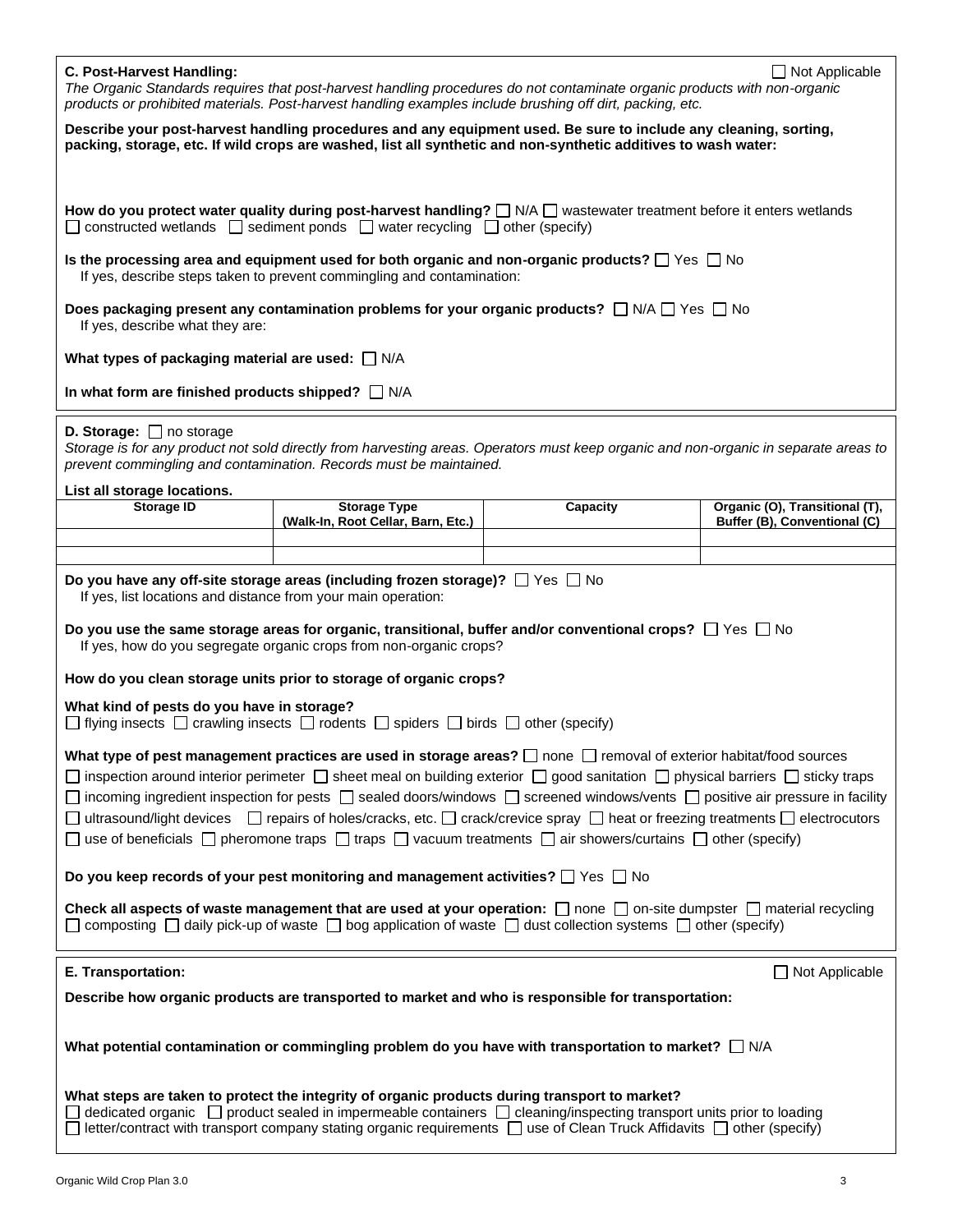**C. Post-Harvest Handling:** ☐ Not Applicable

*The Organic Standards requires that post-harvest handling procedures do not contaminate organic products with non-organic products or prohibited materials. Post-harvest handling examples include brushing off dirt, packing, etc.*

**Describe your post-harvest handling procedures and any equipment used. Be sure to include any cleaning, sorting, packing, storage, etc. If wild crops are washed, list all synthetic and non-synthetic additives to wash water:**

**How do you protect water quality during post-harvest handling?** ☐ N/A ☐ wastewater treatment before it enters wetlands ☐ constructed wetlands ☐ sediment ponds ☐ water recycling ☐ other (specify)

**Is the processing area and equipment used for both organic and non-organic products?** ☐ Yes ☐ No
If yes, describe steps taken to prevent commingling and contamination:

**Does packaging present any contamination problems for your organic products?** ☐ N/A ☐ Yes ☐ No
If yes, describe what they are:

**What types of packaging material are used:** ☐ N/A

**In what form are finished products shipped?** ☐ N/A

**D. Storage:** ☐ no storage

*Storage is for any product not sold directly from harvesting areas. Operators must keep organic and non-organic in separate areas to prevent commingling and contamination. Records must be maintained.*

**List all storage locations.**

| Storage ID | Storage Type (Walk-In, Root Cellar, Barn, Etc.) | Capacity | Organic (O), Transitional (T), Buffer (B), Conventional (C) |
|---|---|---|---|
| | | | |
| | | | |

**Do you have any off-site storage areas (including frozen storage)?** ☐ Yes ☐ No
If yes, list locations and distance from your main operation:

**Do you use the same storage areas for organic, transitional, buffer and/or conventional crops?** ☐ Yes ☐ No
If yes, how do you segregate organic crops from non-organic crops?

**How do you clean storage units prior to storage of organic crops?**

**What kind of pests do you have in storage?**
☐ flying insects ☐ crawling insects ☐ rodents ☐ spiders ☐ birds ☐ other (specify)

**What type of pest management practices are used in storage areas?** ☐ none ☐ removal of exterior habitat/food sources ☐ inspection around interior perimeter ☐ sheet meal on building exterior ☐ good sanitation ☐ physical barriers ☐ sticky traps ☐ incoming ingredient inspection for pests ☐ sealed doors/windows ☐ screened windows/vents ☐ positive air pressure in facility ☐ ultrasound/light devices ☐ repairs of holes/cracks, etc. ☐ crack/crevice spray ☐ heat or freezing treatments ☐ electrocutors ☐ use of beneficials ☐ pheromone traps ☐ traps ☐ vacuum treatments ☐ air showers/curtains ☐ other (specify)

**Do you keep records of your pest monitoring and management activities?** ☐ Yes ☐ No

**Check all aspects of waste management that are used at your operation:** ☐ none ☐ on-site dumpster ☐ material recycling ☐ composting ☐ daily pick-up of waste ☐ bog application of waste ☐ dust collection systems ☐ other (specify)

**E. Transportation:** ☐ Not Applicable

**Describe how organic products are transported to market and who is responsible for transportation:**

**What potential contamination or commingling problem do you have with transportation to market?** ☐ N/A

**What steps are taken to protect the integrity of organic products during transport to market?**
☐ dedicated organic ☐ product sealed in impermeable containers ☐ cleaning/inspecting transport units prior to loading ☐ letter/contract with transport company stating organic requirements ☐ use of Clean Truck Affidavits ☐ other (specify)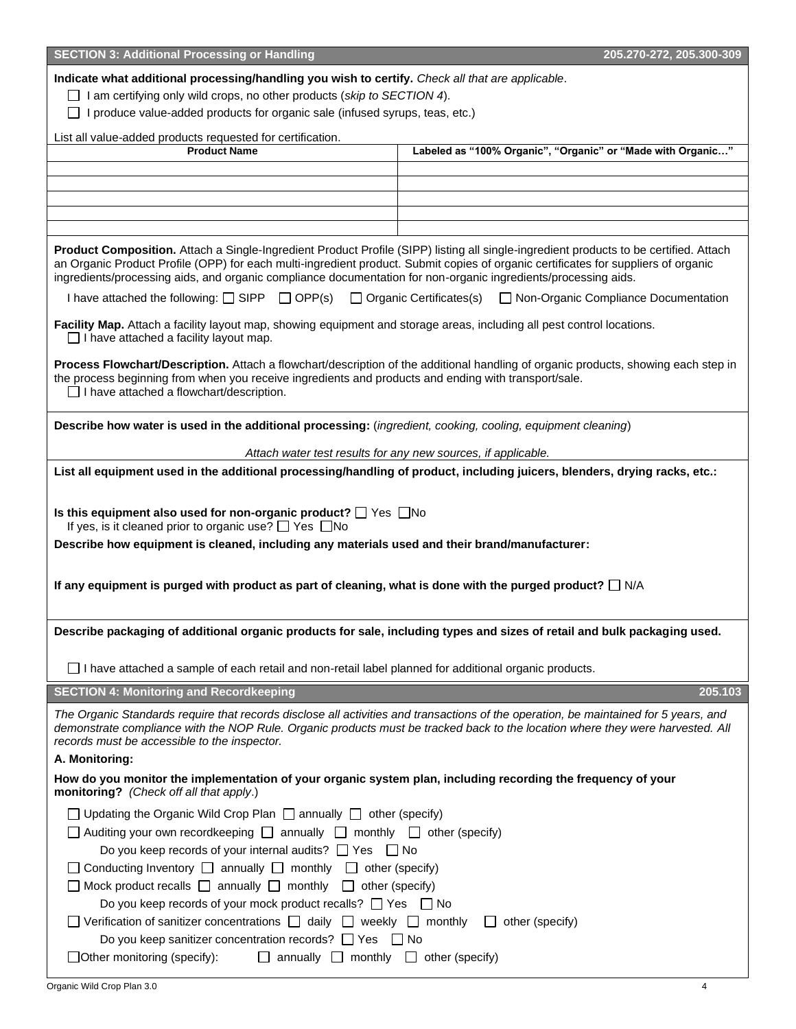## SECTION 3: Additional Processing or Handling — 205.270-272, 205.300-309

**Indicate what additional processing/handling you wish to certify.** *Check all that are applicable*.

- ☐ I am certifying only wild crops, no other products (*skip to SECTION 4*).
- ☐ I produce value-added products for organic sale (infused syrups, teas, etc.)

List all value-added products requested for certification.

| Product Name | Labeled as "100% Organic", "Organic" or "Made with Organic…" |
|---|---|
| | |
| | |
| | |
| | |
| | |

**Product Composition.** Attach a Single-Ingredient Product Profile (SIPP) listing all single-ingredient products to be certified. Attach an Organic Product Profile (OPP) for each multi-ingredient product. Submit copies of organic certificates for suppliers of organic ingredients/processing aids, and organic compliance documentation for non-organic ingredients/processing aids.

I have attached the following: ☐ SIPP ☐ OPP(s) ☐ Organic Certificates(s) ☐ Non-Organic Compliance Documentation

**Facility Map.** Attach a facility layout map, showing equipment and storage areas, including all pest control locations.
☐ I have attached a facility layout map.

**Process Flowchart/Description.** Attach a flowchart/description of the additional handling of organic products, showing each step in the process beginning from when you receive ingredients and products and ending with transport/sale.
☐ I have attached a flowchart/description.

**Describe how water is used in the additional processing:** (*ingredient, cooking, cooling, equipment cleaning*)

*Attach water test results for any new sources, if applicable.*

**List all equipment used in the additional processing/handling of product, including juicers, blenders, drying racks, etc.:**

**Is this equipment also used for non-organic product?** ☐ Yes ☐ No
If yes, is it cleaned prior to organic use? ☐ Yes ☐ No

**Describe how equipment is cleaned, including any materials used and their brand/manufacturer:**

**If any equipment is purged with product as part of cleaning, what is done with the purged product?** ☐ N/A

**Describe packaging of additional organic products for sale, including types and sizes of retail and bulk packaging used.**

☐ I have attached a sample of each retail and non-retail label planned for additional organic products.

## SECTION 4: Monitoring and Recordkeeping — 205.103

*The Organic Standards require that records disclose all activities and transactions of the operation, be maintained for 5 years, and demonstrate compliance with the NOP Rule. Organic products must be tracked back to the location where they were harvested. All records must be accessible to the inspector.*

### A. Monitoring:

**How do you monitor the implementation of your organic system plan, including recording the frequency of your monitoring?** *(Check off all that apply*.)

- ☐ Updating the Organic Wild Crop Plan ☐ annually ☐ other (specify)
- ☐ Auditing your own recordkeeping ☐ annually ☐ monthly ☐ other (specify)
  - Do you keep records of your internal audits? ☐ Yes ☐ No
- ☐ Conducting Inventory ☐ annually ☐ monthly ☐ other (specify)
- ☐ Mock product recalls ☐ annually ☐ monthly ☐ other (specify)
  - Do you keep records of your mock product recalls? ☐ Yes ☐ No
- ☐ Verification of sanitizer concentrations ☐ daily ☐ weekly ☐ monthly ☐ other (specify)
  - Do you keep sanitizer concentration records? ☐ Yes ☐ No
- ☐ Other monitoring (specify): ☐ annually ☐ monthly ☐ other (specify)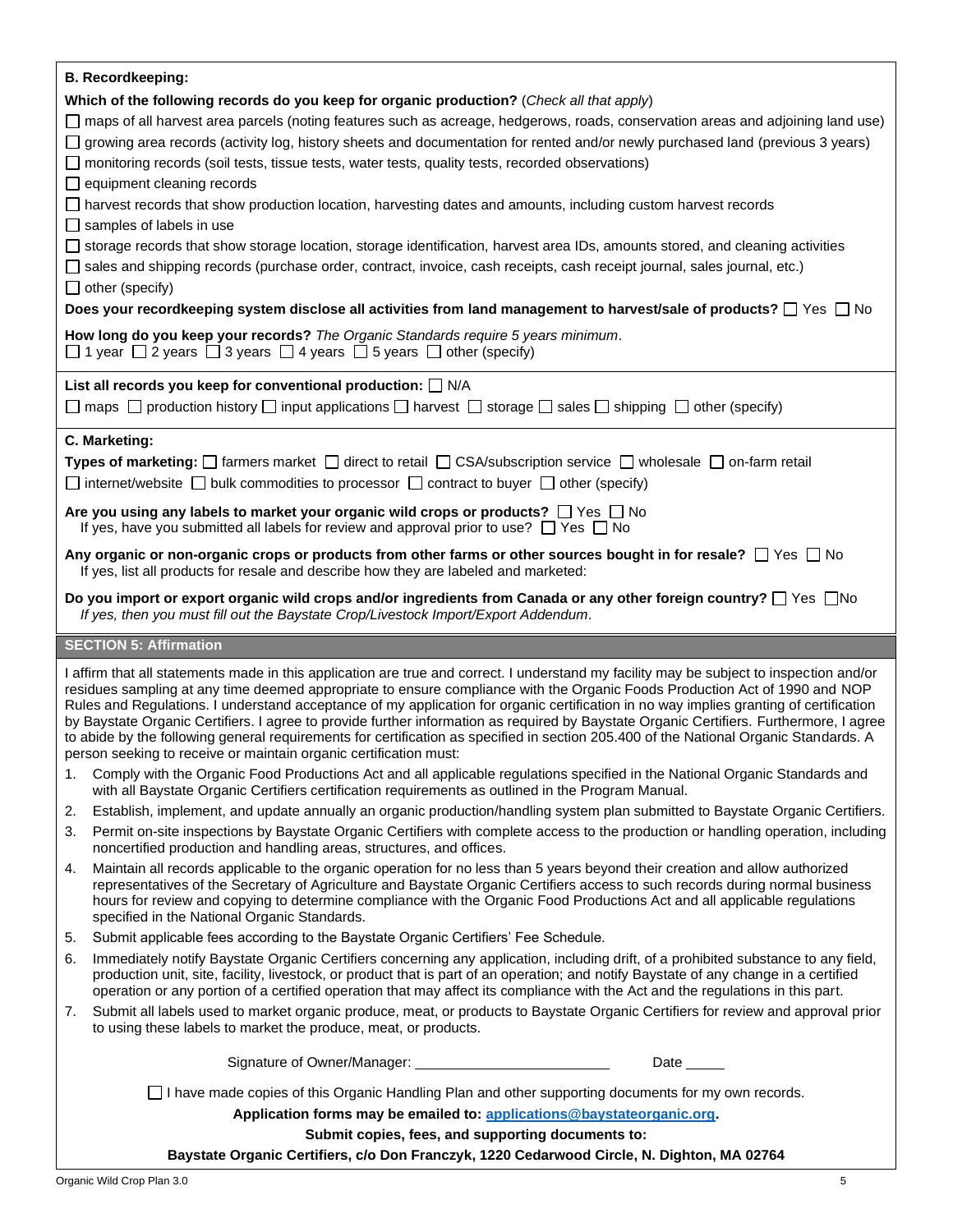**B. Recordkeeping:**

**Which of the following records do you keep for organic production?** (*Check all that apply*)

- ☐ maps of all harvest area parcels (noting features such as acreage, hedgerows, roads, conservation areas and adjoining land use)
- ☐ growing area records (activity log, history sheets and documentation for rented and/or newly purchased land (previous 3 years)
- ☐ monitoring records (soil tests, tissue tests, water tests, quality tests, recorded observations)
- ☐ equipment cleaning records
- ☐ harvest records that show production location, harvesting dates and amounts, including custom harvest records
- ☐ samples of labels in use
- ☐ storage records that show storage location, storage identification, harvest area IDs, amounts stored, and cleaning activities
- ☐ sales and shipping records (purchase order, contract, invoice, cash receipts, cash receipt journal, sales journal, etc.)
- ☐ other (specify)

**Does your recordkeeping system disclose all activities from land management to harvest/sale of products?** ☐ Yes ☐ No

**How long do you keep your records?** *The Organic Standards require 5 years minimum*.
☐ 1 year ☐ 2 years ☐ 3 years ☐ 4 years ☐ 5 years ☐ other (specify)

**List all records you keep for conventional production:** ☐ N/A
☐ maps ☐ production history ☐ input applications ☐ harvest ☐ storage ☐ sales ☐ shipping ☐ other (specify)

**C. Marketing:**

**Types of marketing:** ☐ farmers market ☐ direct to retail ☐ CSA/subscription service ☐ wholesale ☐ on-farm retail
☐ internet/website ☐ bulk commodities to processor ☐ contract to buyer ☐ other (specify)

**Are you using any labels to market your organic wild crops or products?** ☐ Yes ☐ No
If yes, have you submitted all labels for review and approval prior to use? ☐ Yes ☐ No

**Any organic or non-organic crops or products from other farms or other sources bought in for resale?** ☐ Yes ☐ No
If yes, list all products for resale and describe how they are labeled and marketed:

**Do you import or export organic wild crops and/or ingredients from Canada or any other foreign country?** ☐ Yes ☐ No
*If yes, then you must fill out the Baystate Crop/Livestock Import/Export Addendum*.

## SECTION 5: Affirmation

I affirm that all statements made in this application are true and correct. I understand my facility may be subject to inspection and/or residues sampling at any time deemed appropriate to ensure compliance with the Organic Foods Production Act of 1990 and NOP Rules and Regulations. I understand acceptance of my application for organic certification in no way implies granting of certification by Baystate Organic Certifiers. I agree to provide further information as required by Baystate Organic Certifiers. Furthermore, I agree to abide by the following general requirements for certification as specified in section 205.400 of the National Organic Standards. A person seeking to receive or maintain organic certification must:

1. Comply with the Organic Food Productions Act and all applicable regulations specified in the National Organic Standards and with all Baystate Organic Certifiers certification requirements as outlined in the Program Manual.
2. Establish, implement, and update annually an organic production/handling system plan submitted to Baystate Organic Certifiers.
3. Permit on-site inspections by Baystate Organic Certifiers with complete access to the production or handling operation, including noncertified production and handling areas, structures, and offices.
4. Maintain all records applicable to the organic operation for no less than 5 years beyond their creation and allow authorized representatives of the Secretary of Agriculture and Baystate Organic Certifiers access to such records during normal business hours for review and copying to determine compliance with the Organic Food Productions Act and all applicable regulations specified in the National Organic Standards.
5. Submit applicable fees according to the Baystate Organic Certifiers' Fee Schedule.
6. Immediately notify Baystate Organic Certifiers concerning any application, including drift, of a prohibited substance to any field, production unit, site, facility, livestock, or product that is part of an operation; and notify Baystate of any change in a certified operation or any portion of a certified operation that may affect its compliance with the Act and the regulations in this part.
7. Submit all labels used to market organic produce, meat, or products to Baystate Organic Certifiers for review and approval prior to using these labels to market the produce, meat, or products.

Signature of Owner/Manager: ________________________ Date _____

☐ I have made copies of this Organic Handling Plan and other supporting documents for my own records.

**Application forms may be emailed to: applications@baystateorganic.org.**

**Submit copies, fees, and supporting documents to:**

**Baystate Organic Certifiers, c/o Don Franczyk, 1220 Cedarwood Circle, N. Dighton, MA 02764**